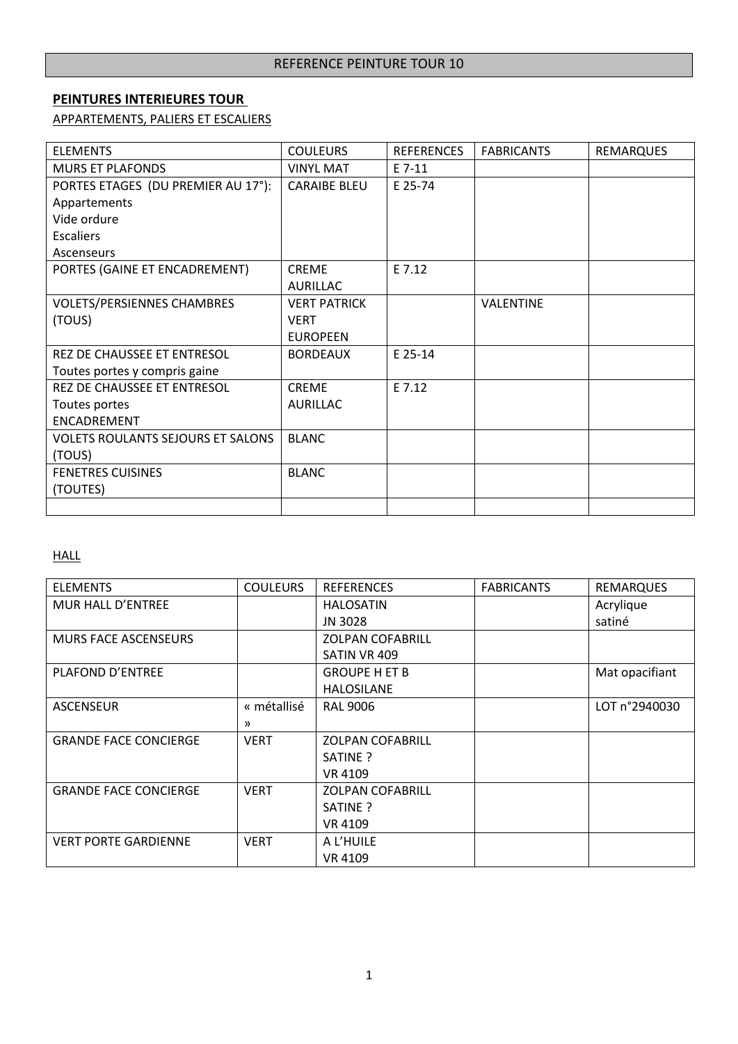# REFERENCE PEINTURE TOUR 10

## PEINTURES INTERIEURES TOUR

APPARTEMENTS, PALIERS ET ESCALIERS

| ELEMENTS | COULEURS | REFERENCES | FABRICANTS | REMARQUES |
|---|---|---|---|---|
| MURS ET PLAFONDS | VINYL MAT | E 7-11 | | |
| PORTES ETAGES (DU PREMIER AU 17°):<br>Appartements<br>Vide ordure<br>Escaliers<br>Ascenseurs | CARAIBE BLEU | E 25-74 | | |
| PORTES (GAINE ET ENCADREMENT) | CREME AURILLAC | E 7.12 | | |
| VOLETS/PERSIENNES CHAMBRES (TOUS) | VERT PATRICK VERT EUROPEEN | | VALENTINE | |
| REZ DE CHAUSSEE ET ENTRESOL<br>Toutes portes y compris gaine | BORDEAUX | E 25-14 | | |
| REZ DE CHAUSSEE ET ENTRESOL<br>Toutes portes<br>ENCADREMENT | CREME AURILLAC | E 7.12 | | |
| VOLETS ROULANTS SEJOURS ET SALONS (TOUS) | BLANC | | | |
| FENETRES CUISINES (TOUTES) | BLANC | | | |
| | | | | |

HALL

| ELEMENTS | COULEURS | REFERENCES | FABRICANTS | REMARQUES |
|---|---|---|---|---|
| MUR HALL D'ENTREE | | HALOSATIN<br>JN 3028 | | Acrylique satiné |
| MURS FACE ASCENSEURS | | ZOLPAN COFABRILL<br>SATIN VR 409 | | |
| PLAFOND D'ENTREE | | GROUPE H ET B<br>HALOSILANE | | Mat opacifiant |
| ASCENSEUR | « métallisé » | RAL 9006 | | LOT n°2940030 |
| GRANDE FACE CONCIERGE | VERT | ZOLPAN COFABRILL<br>SATINE ?<br>VR 4109 | | |
| GRANDE FACE CONCIERGE | VERT | ZOLPAN COFABRILL<br>SATINE ?<br>VR 4109 | | |
| VERT PORTE GARDIENNE | VERT | A L'HUILE<br>VR 4109 | | |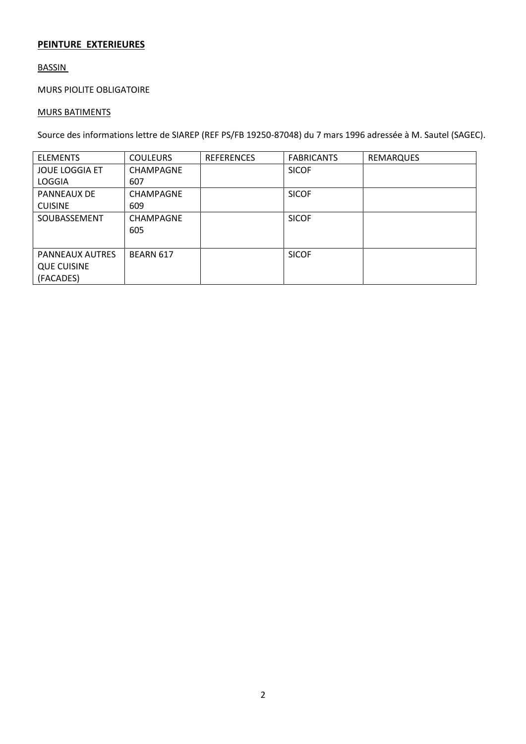**PEINTURE EXTERIEURES**

BASSIN

MURS PIOLITE OBLIGATOIRE

MURS BATIMENTS

Source des informations lettre de SIAREP (REF PS/FB 19250-87048) du 7 mars 1996 adressée à M. Sautel (SAGEC).

| ELEMENTS | COULEURS | REFERENCES | FABRICANTS | REMARQUES |
|---|---|---|---|---|
| JOUE LOGGIA ET LOGGIA | CHAMPAGNE 607 | | SICOF | |
| PANNEAUX DE CUISINE | CHAMPAGNE 609 | | SICOF | |
| SOUBASSEMENT | CHAMPAGNE 605 | | SICOF | |
| PANNEAUX AUTRES QUE CUISINE (FACADES) | BEARN 617 | | SICOF | |